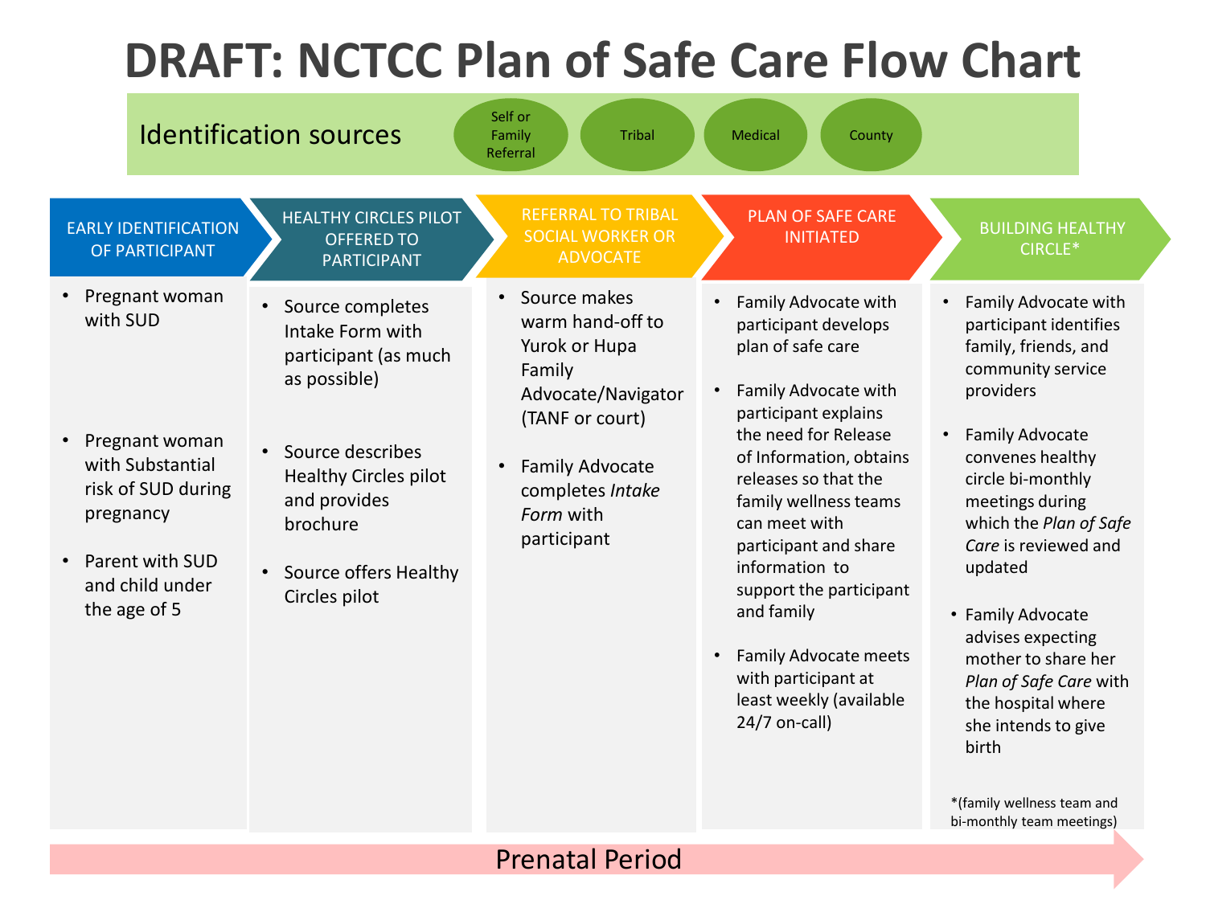# DRAFT: NCTCC Plan of Safe Care Flow Chart

## Identification sources

- Self or Family Referral
- Tribal
- Medical
- County

### EARLY IDENTIFICATION OF PARTICIPANT

- Pregnant woman with SUD
- Pregnant woman with Substantial risk of SUD during pregnancy
- Parent with SUD and child under the age of 5

### HEALTHY CIRCLES PILOT OFFERED TO PARTICIPANT

- Source completes Intake Form with participant (as much as possible)
- Source describes Healthy Circles pilot and provides brochure
- Source offers Healthy Circles pilot

### REFERRAL TO TRIBAL SOCIAL WORKER OR ADVOCATE

- Source makes warm hand-off to Yurok or Hupa Family Advocate/Navigator (TANF or court)
- Family Advocate completes *Intake Form* with participant

### PLAN OF SAFE CARE INITIATED

- Family Advocate with participant develops plan of safe care
- Family Advocate with participant explains the need for Release of Information, obtains releases so that the family wellness teams can meet with participant and share information to support the participant and family
- Family Advocate meets with participant at least weekly (available 24/7 on-call)

### BUILDING HEALTHY CIRCLE*

- Family Advocate with participant identifies family, friends, and community service providers
- Family Advocate convenes healthy circle bi-monthly meetings during which the *Plan of Safe Care* is reviewed and updated
- Family Advocate advises expecting mother to share her *Plan of Safe Care* with the hospital where she intends to give birth

*(family wellness team and bi-monthly team meetings)

**Prenatal Period**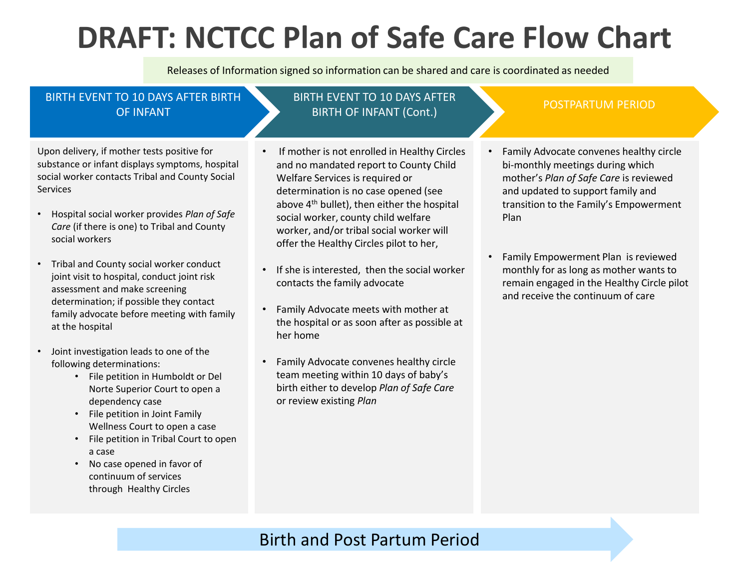# DRAFT: NCTCC Plan of Safe Care Flow Chart

Releases of Information signed so information can be shared and care is coordinated as needed

## BIRTH EVENT TO 10 DAYS AFTER BIRTH OF INFANT

Upon delivery, if mother tests positive for substance or infant displays symptoms, hospital social worker contacts Tribal and County Social Services

- Hospital social worker provides *Plan of Safe Care* (if there is one) to Tribal and County social workers
- Tribal and County social worker conduct joint visit to hospital, conduct joint risk assessment and make screening determination; if possible they contact family advocate before meeting with family at the hospital
- Joint investigation leads to one of the following determinations:
    - File petition in Humboldt or Del Norte Superior Court to open a dependency case
    - File petition in Joint Family Wellness Court to open a case
    - File petition in Tribal Court to open a case
    - No case opened in favor of continuum of services through Healthy Circles

## BIRTH EVENT TO 10 DAYS AFTER BIRTH OF INFANT (Cont.)

- If mother is not enrolled in Healthy Circles and no mandated report to County Child Welfare Services is required or determination is no case opened (see above 4th bullet), then either the hospital social worker, county child welfare worker, and/or tribal social worker will offer the Healthy Circles pilot to her,
- If she is interested, then the social worker contacts the family advocate
- Family Advocate meets with mother at the hospital or as soon after as possible at her home
- Family Advocate convenes healthy circle team meeting within 10 days of baby's birth either to develop *Plan of Safe Care* or review existing *Plan*

## POSTPARTUM PERIOD

- Family Advocate convenes healthy circle bi-monthly meetings during which mother's *Plan of Safe Care* is reviewed and updated to support family and transition to the Family's Empowerment Plan
- Family Empowerment Plan is reviewed monthly for as long as mother wants to remain engaged in the Healthy Circle pilot and receive the continuum of care

Birth and Post Partum Period